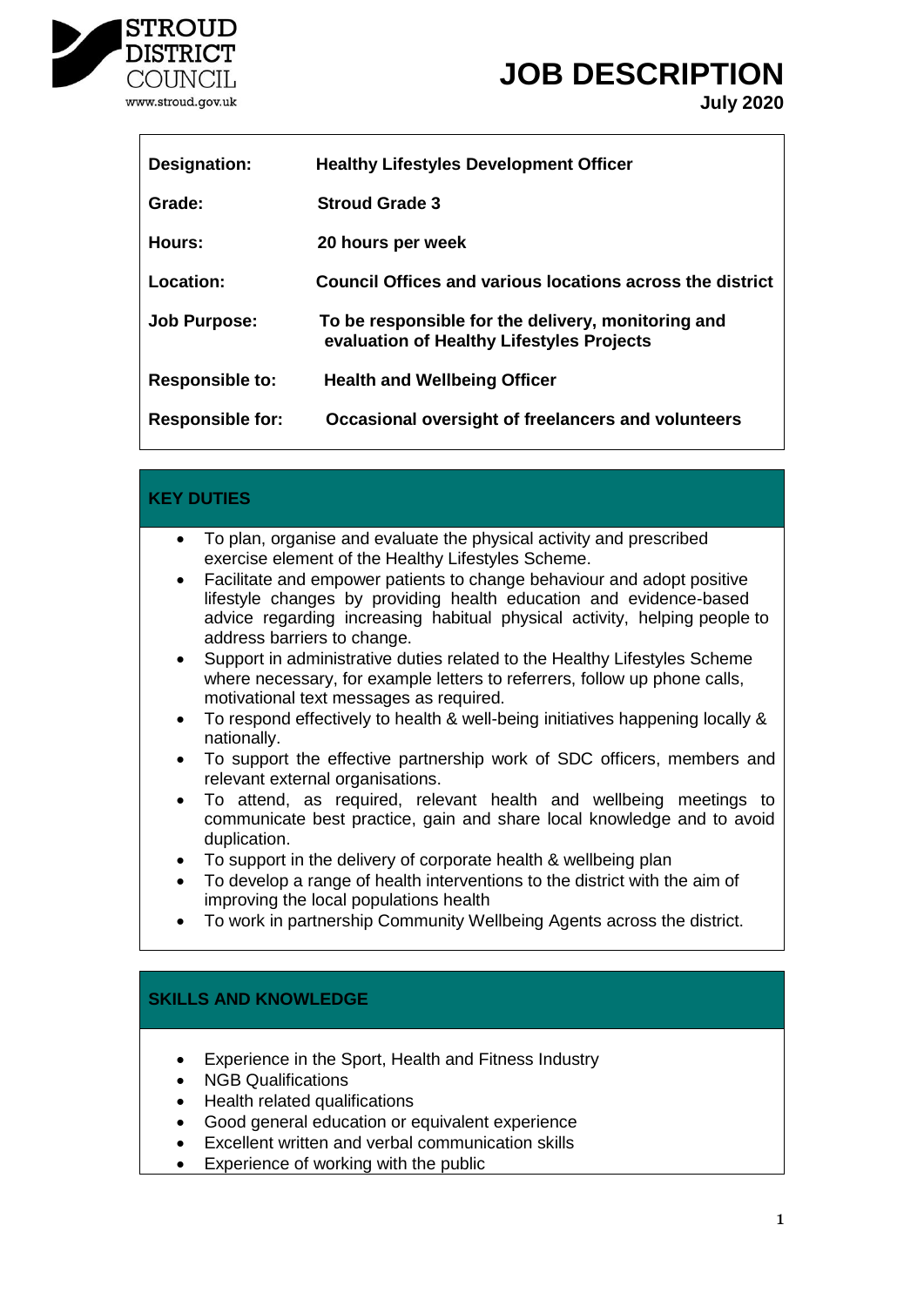STROUD DISTRICT COUNCIL
www.stroud.gov.uk

# JOB DESCRIPTION

**July 2020**

| | |
|---|---|
| **Designation:** | **Healthy Lifestyles Development Officer** |
| **Grade:** | **Stroud Grade 3** |
| **Hours:** | **20 hours per week** |
| **Location:** | **Council Offices and various locations across the district** |
| **Job Purpose:** | **To be responsible for the delivery, monitoring and evaluation of Healthy Lifestyles Projects** |
| **Responsible to:** | **Health and Wellbeing Officer** |
| **Responsible for:** | **Occasional oversight of freelancers and volunteers** |

## KEY DUTIES

- To plan, organise and evaluate the physical activity and prescribed exercise element of the Healthy Lifestyles Scheme.
- Facilitate and empower patients to change behaviour and adopt positive lifestyle changes by providing health education and evidence-based advice regarding increasing habitual physical activity, helping people to address barriers to change.
- Support in administrative duties related to the Healthy Lifestyles Scheme where necessary, for example letters to referrers, follow up phone calls, motivational text messages as required.
- To respond effectively to health & well-being initiatives happening locally & nationally.
- To support the effective partnership work of SDC officers, members and relevant external organisations.
- To attend, as required, relevant health and wellbeing meetings to communicate best practice, gain and share local knowledge and to avoid duplication.
- To support in the delivery of corporate health & wellbeing plan
- To develop a range of health interventions to the district with the aim of improving the local populations health
- To work in partnership Community Wellbeing Agents across the district.

## SKILLS AND KNOWLEDGE

- Experience in the Sport, Health and Fitness Industry
- NGB Qualifications
- Health related qualifications
- Good general education or equivalent experience
- Excellent written and verbal communication skills
- Experience of working with the public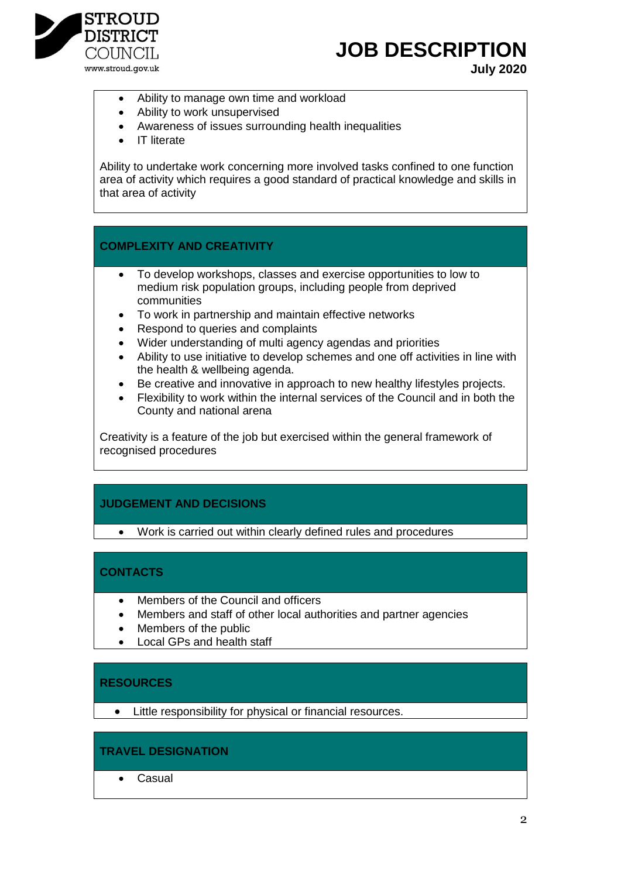- Ability to manage own time and workload
- Ability to work unsupervised
- Awareness of issues surrounding health inequalities
- IT literate

Ability to undertake work concerning more involved tasks confined to one function area of activity which requires a good standard of practical knowledge and skills in that area of activity

## COMPLEXITY AND CREATIVITY

- To develop workshops, classes and exercise opportunities to low to medium risk population groups, including people from deprived communities
- To work in partnership and maintain effective networks
- Respond to queries and complaints
- Wider understanding of multi agency agendas and priorities
- Ability to use initiative to develop schemes and one off activities in line with the health & wellbeing agenda.
- Be creative and innovative in approach to new healthy lifestyles projects.
- Flexibility to work within the internal services of the Council and in both the County and national arena

Creativity is a feature of the job but exercised within the general framework of recognised procedures

## JUDGEMENT AND DECISIONS

- Work is carried out within clearly defined rules and procedures

## CONTACTS

- Members of the Council and officers
- Members and staff of other local authorities and partner agencies
- Members of the public
- Local GPs and health staff

## RESOURCES

- Little responsibility for physical or financial resources.

## TRAVEL DESIGNATION

- Casual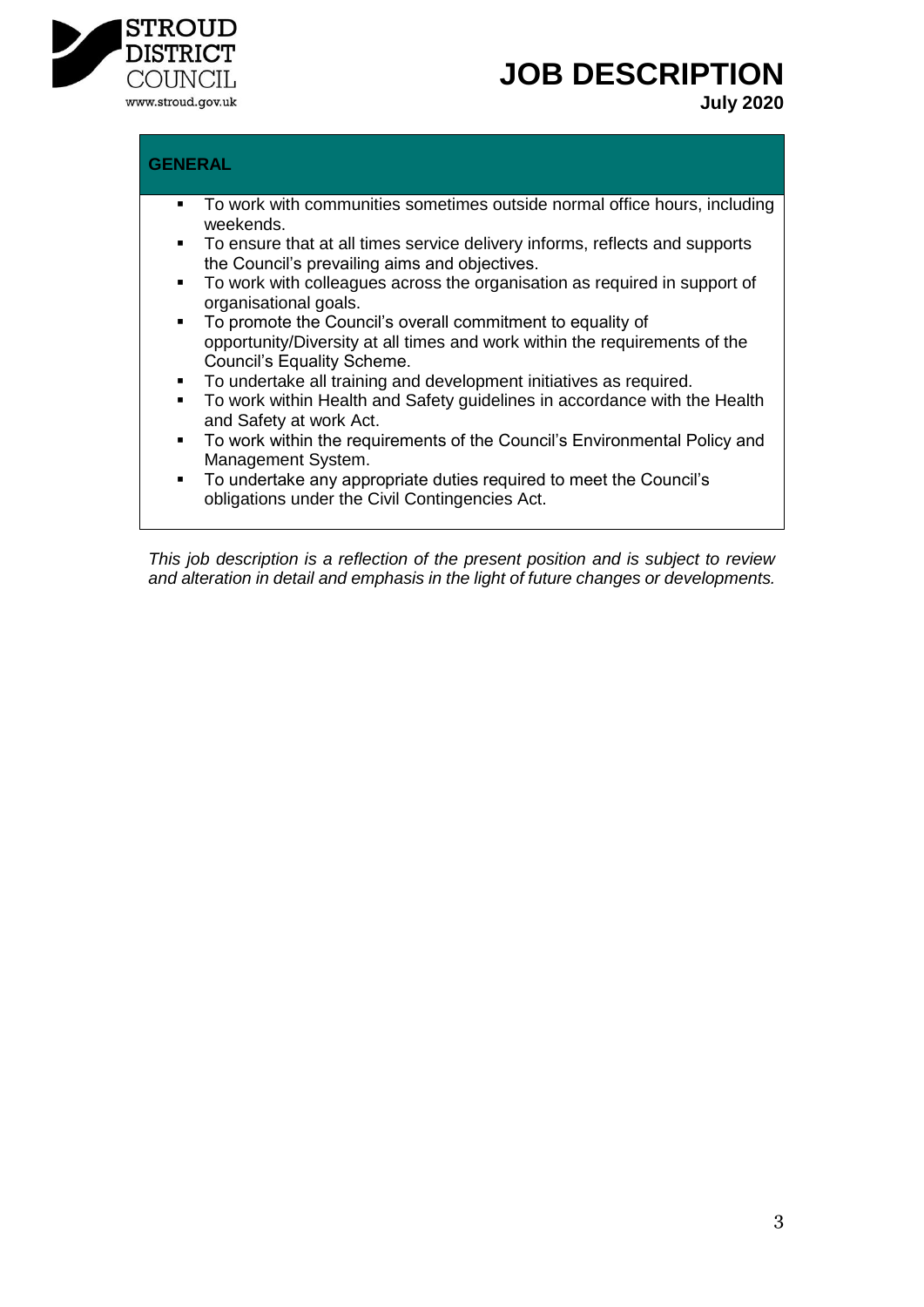# JOB DESCRIPTION

**July 2020**

## GENERAL

- To work with communities sometimes outside normal office hours, including weekends.
- To ensure that at all times service delivery informs, reflects and supports the Council's prevailing aims and objectives.
- To work with colleagues across the organisation as required in support of organisational goals.
- To promote the Council's overall commitment to equality of opportunity/Diversity at all times and work within the requirements of the Council's Equality Scheme.
- To undertake all training and development initiatives as required.
- To work within Health and Safety guidelines in accordance with the Health and Safety at work Act.
- To work within the requirements of the Council's Environmental Policy and Management System.
- To undertake any appropriate duties required to meet the Council's obligations under the Civil Contingencies Act.

*This job description is a reflection of the present position and is subject to review and alteration in detail and emphasis in the light of future changes or developments.*